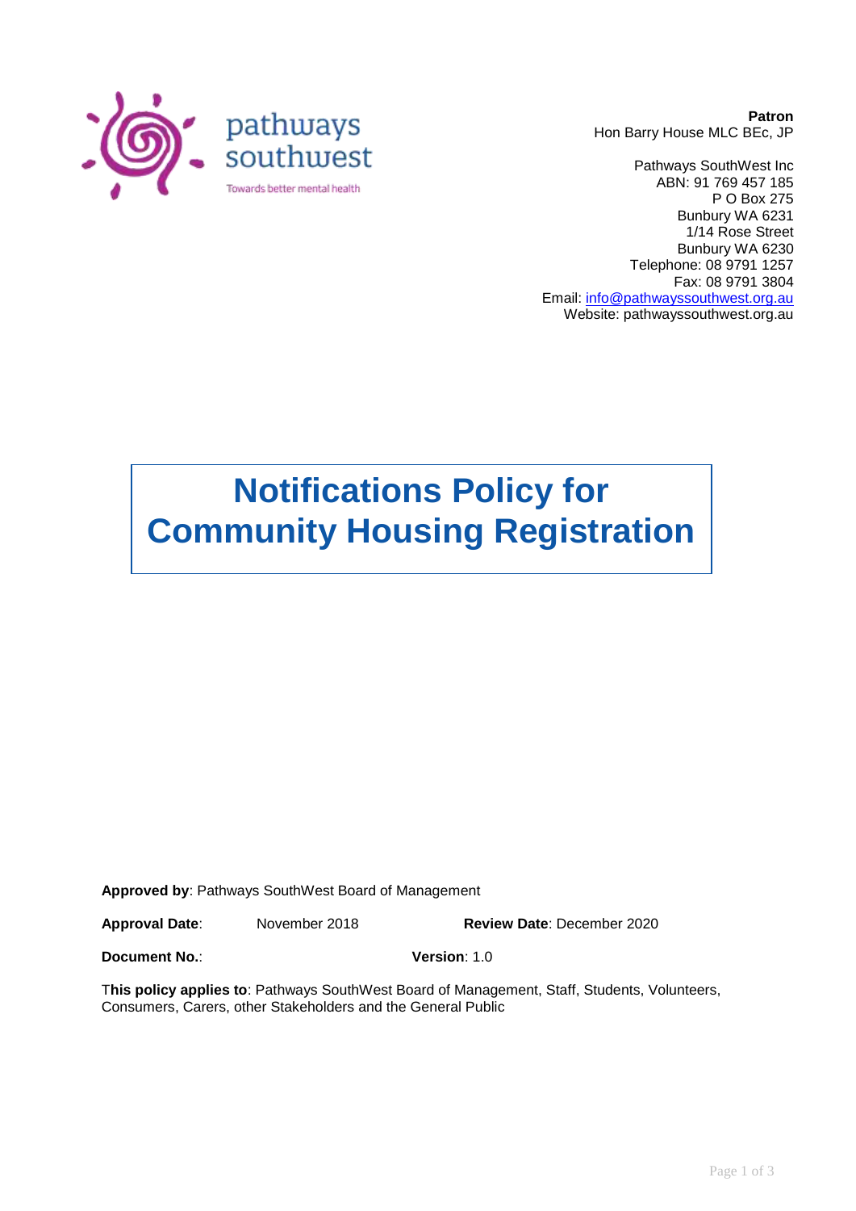pathways southwest

Towards better mental health

**Patron**
Hon Barry House MLC BEc, JP

Pathways SouthWest Inc
ABN: 91 769 457 185
P O Box 275
Bunbury WA 6231
1/14 Rose Street
Bunbury WA 6230
Telephone: 08 9791 1257
Fax: 08 9791 3804
Email: info@pathwayssouthwest.org.au
Website: pathwayssouthwest.org.au

# Notifications Policy for Community Housing Registration

**Approved by**: Pathways SouthWest Board of Management

**Approval Date**: November 2018 **Review Date**: December 2020

**Document No.**: **Version**: 1.0

**This policy applies to**: Pathways SouthWest Board of Management, Staff, Students, Volunteers, Consumers, Carers, other Stakeholders and the General Public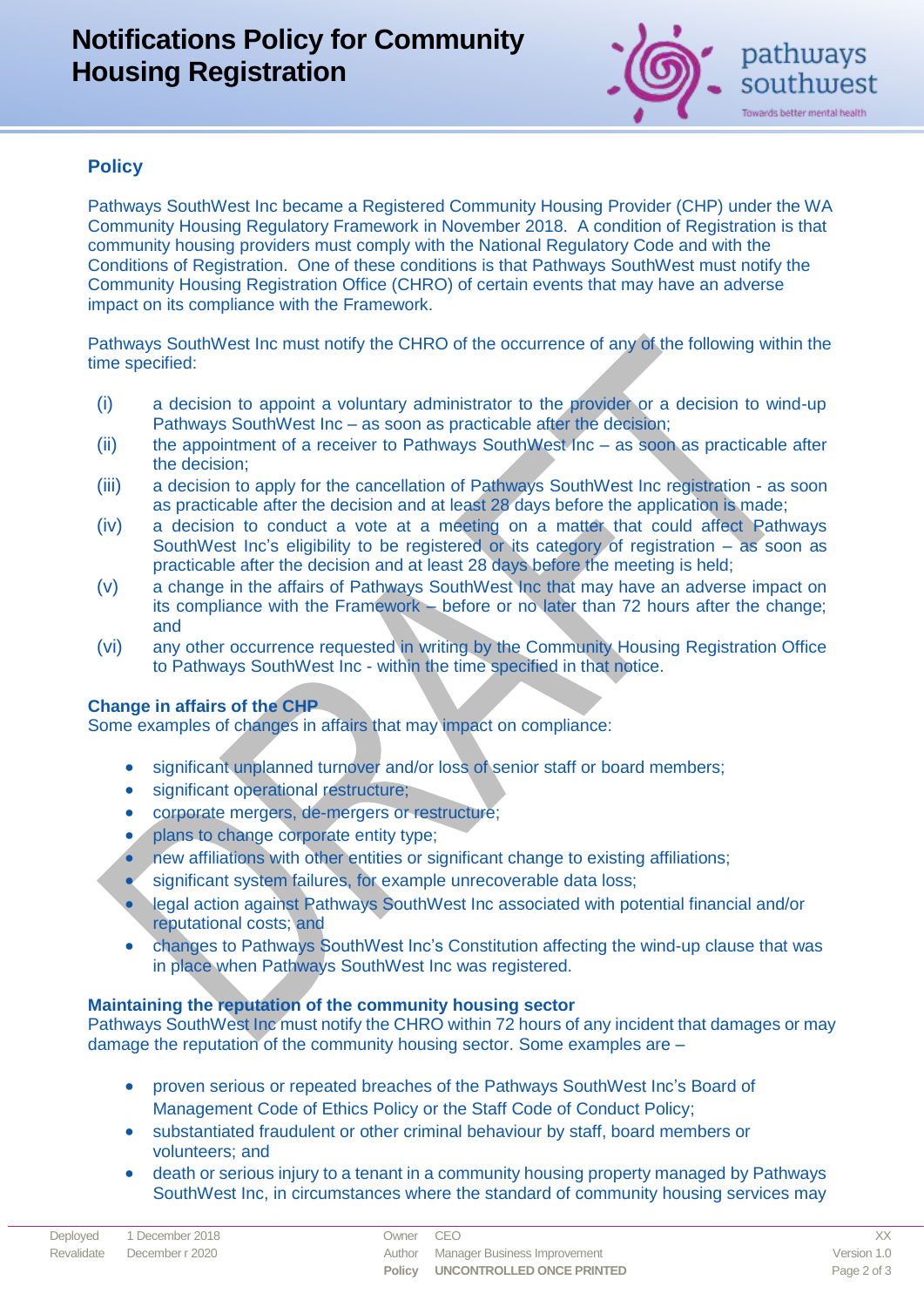## Policy

Pathways SouthWest Inc became a Registered Community Housing Provider (CHP) under the WA Community Housing Regulatory Framework in November 2018. A condition of Registration is that community housing providers must comply with the National Regulatory Code and with the Conditions of Registration. One of these conditions is that Pathways SouthWest must notify the Community Housing Registration Office (CHRO) of certain events that may have an adverse impact on its compliance with the Framework.

Pathways SouthWest Inc must notify the CHRO of the occurrence of any of the following within the time specified:

(i) a decision to appoint a voluntary administrator to the provider or a decision to wind-up Pathways SouthWest Inc – as soon as practicable after the decision;
(ii) the appointment of a receiver to Pathways SouthWest Inc – as soon as practicable after the decision;
(iii) a decision to apply for the cancellation of Pathways SouthWest Inc registration - as soon as practicable after the decision and at least 28 days before the application is made;
(iv) a decision to conduct a vote at a meeting on a matter that could affect Pathways SouthWest Inc's eligibility to be registered or its category of registration – as soon as practicable after the decision and at least 28 days before the meeting is held;
(v) a change in the affairs of Pathways SouthWest Inc that may have an adverse impact on its compliance with the Framework – before or no later than 72 hours after the change; and
(vi) any other occurrence requested in writing by the Community Housing Registration Office to Pathways SouthWest Inc - within the time specified in that notice.

**Change in affairs of the CHP**
Some examples of changes in affairs that may impact on compliance:

- significant unplanned turnover and/or loss of senior staff or board members;
- significant operational restructure;
- corporate mergers, de-mergers or restructure;
- plans to change corporate entity type;
- new affiliations with other entities or significant change to existing affiliations;
- significant system failures, for example unrecoverable data loss;
- legal action against Pathways SouthWest Inc associated with potential financial and/or reputational costs; and
- changes to Pathways SouthWest Inc's Constitution affecting the wind-up clause that was in place when Pathways SouthWest Inc was registered.

**Maintaining the reputation of the community housing sector**
Pathways SouthWest Inc must notify the CHRO within 72 hours of any incident that damages or may damage the reputation of the community housing sector. Some examples are –

- proven serious or repeated breaches of the Pathways SouthWest Inc's Board of Management Code of Ethics Policy or the Staff Code of Conduct Policy;
- substantiated fraudulent or other criminal behaviour by staff, board members or volunteers; and
- death or serious injury to a tenant in a community housing property managed by Pathways SouthWest Inc, in circumstances where the standard of community housing services may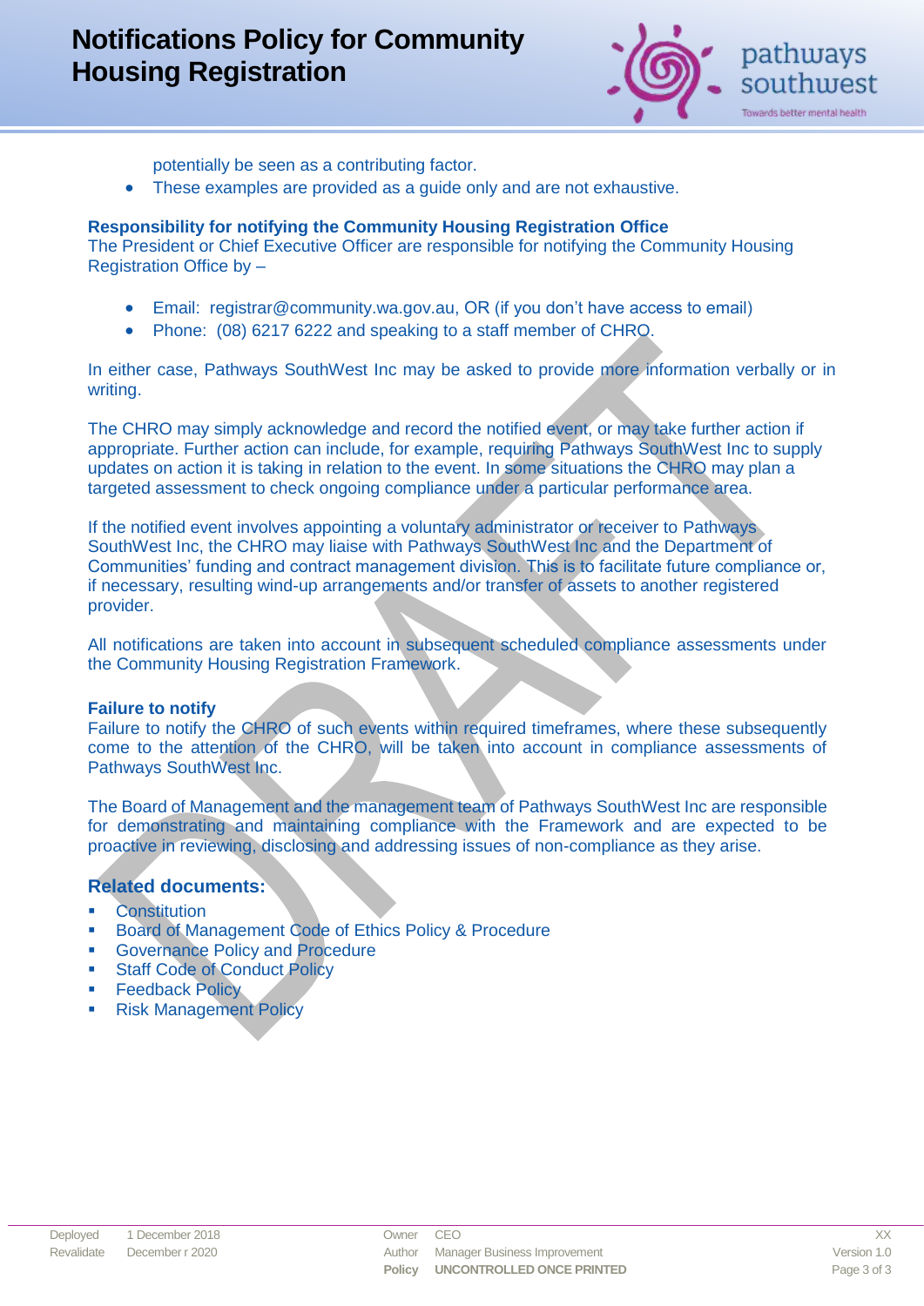potentially be seen as a contributing factor.

- These examples are provided as a guide only and are not exhaustive.

**Responsibility for notifying the Community Housing Registration Office**

The President or Chief Executive Officer are responsible for notifying the Community Housing Registration Office by –

- Email: registrar@community.wa.gov.au, OR (if you don't have access to email)
- Phone: (08) 6217 6222 and speaking to a staff member of CHRO.

In either case, Pathways SouthWest Inc may be asked to provide more information verbally or in writing.

The CHRO may simply acknowledge and record the notified event, or may take further action if appropriate. Further action can include, for example, requiring Pathways SouthWest Inc to supply updates on action it is taking in relation to the event. In some situations the CHRO may plan a targeted assessment to check ongoing compliance under a particular performance area.

If the notified event involves appointing a voluntary administrator or receiver to Pathways SouthWest Inc, the CHRO may liaise with Pathways SouthWest Inc and the Department of Communities' funding and contract management division. This is to facilitate future compliance or, if necessary, resulting wind-up arrangements and/or transfer of assets to another registered provider.

All notifications are taken into account in subsequent scheduled compliance assessments under the Community Housing Registration Framework.

**Failure to notify**

Failure to notify the CHRO of such events within required timeframes, where these subsequently come to the attention of the CHRO, will be taken into account in compliance assessments of Pathways SouthWest Inc.

The Board of Management and the management team of Pathways SouthWest Inc are responsible for demonstrating and maintaining compliance with the Framework and are expected to be proactive in reviewing, disclosing and addressing issues of non-compliance as they arise.

## Related documents:

- Constitution
- Board of Management Code of Ethics Policy & Procedure
- Governance Policy and Procedure
- Staff Code of Conduct Policy
- Feedback Policy
- Risk Management Policy